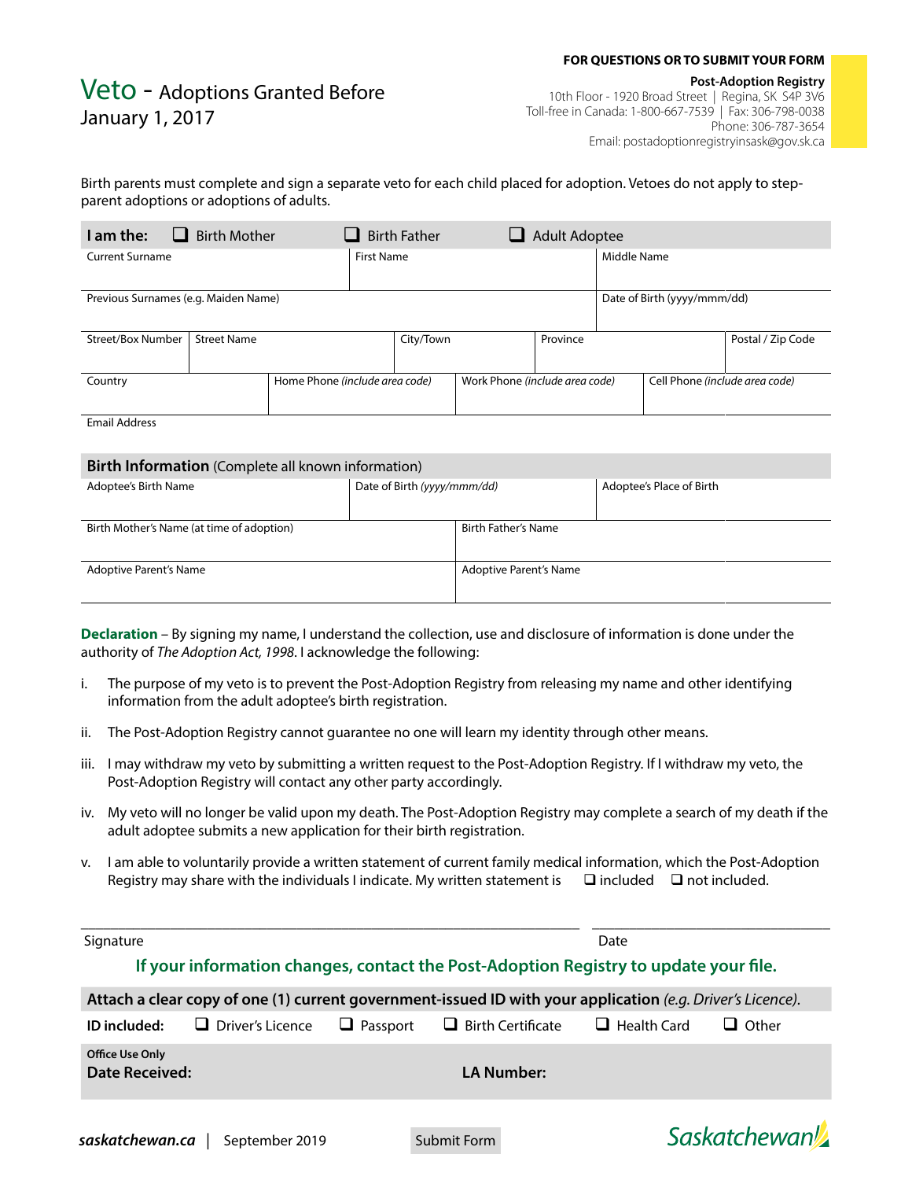# Veto - Adoptions Granted Before January 1, 2017

**FOR QUESTIONS OR TO SUBMIT YOUR FORM**

**Post-Adoption Registry**
10th Floor - 1920 Broad Street | Regina, SK S4P 3V6
Toll-free in Canada: 1-800-667-7539 | Fax: 306-798-0038
Phone: 306-787-3654
Email: postadoptionregistryinsask@gov.sk.ca

Birth parents must complete and sign a separate veto for each child placed for adoption. Vetoes do not apply to step-parent adoptions or adoptions of adults.

**I am the:** ❑ Birth Mother ❑ Birth Father ❑ Adult Adoptee

| Current Surname | First Name | Middle Name |
|---|---|---|
| | | |

| Previous Surnames (e.g. Maiden Name) | Date of Birth (yyyy/mmm/dd) |
|---|---|
| | |

| Street/Box Number | Street Name | City/Town | Province | Postal / Zip Code |
|---|---|---|---|---|
| | | | | |

| Country | Home Phone *(include area code)* | Work Phone *(include area code)* | Cell Phone *(include area code)* |
|---|---|---|---|
| | | | |

| Email Address |
|---|
| |

## Birth Information (Complete all known information)

| Adoptee's Birth Name | Date of Birth *(yyyy/mmm/dd)* | Adoptee's Place of Birth |
|---|---|---|
| | | |

| Birth Mother's Name (at time of adoption) | Birth Father's Name |
|---|---|
| | |

| Adoptive Parent's Name | Adoptive Parent's Name |
|---|---|
| | |

**Declaration** – By signing my name, I understand the collection, use and disclosure of information is done under the authority of *The Adoption Act, 1998*. I acknowledge the following:

i. The purpose of my veto is to prevent the Post-Adoption Registry from releasing my name and other identifying information from the adult adoptee's birth registration.

ii. The Post-Adoption Registry cannot guarantee no one will learn my identity through other means.

iii. I may withdraw my veto by submitting a written request to the Post-Adoption Registry. If I withdraw my veto, the Post-Adoption Registry will contact any other party accordingly.

iv. My veto will no longer be valid upon my death. The Post-Adoption Registry may complete a search of my death if the adult adoptee submits a new application for their birth registration.

v. I am able to voluntarily provide a written statement of current family medical information, which the Post-Adoption Registry may share with the individuals I indicate. My written statement is ❑ included ❑ not included.

Signature ______________________ Date ______________________

**If your information changes, contact the Post-Adoption Registry to update your file.**

**Attach a clear copy of one (1) current government-issued ID with your application** *(e.g. Driver's Licence).*

**ID included:** ❑ Driver's Licence ❑ Passport ❑ Birth Certificate ❑ Health Card ❑ Other

**Office Use Only**
**Date Received:** **LA Number:**

***saskatchewan.ca*** | September 2019

Submit Form

Saskatchewan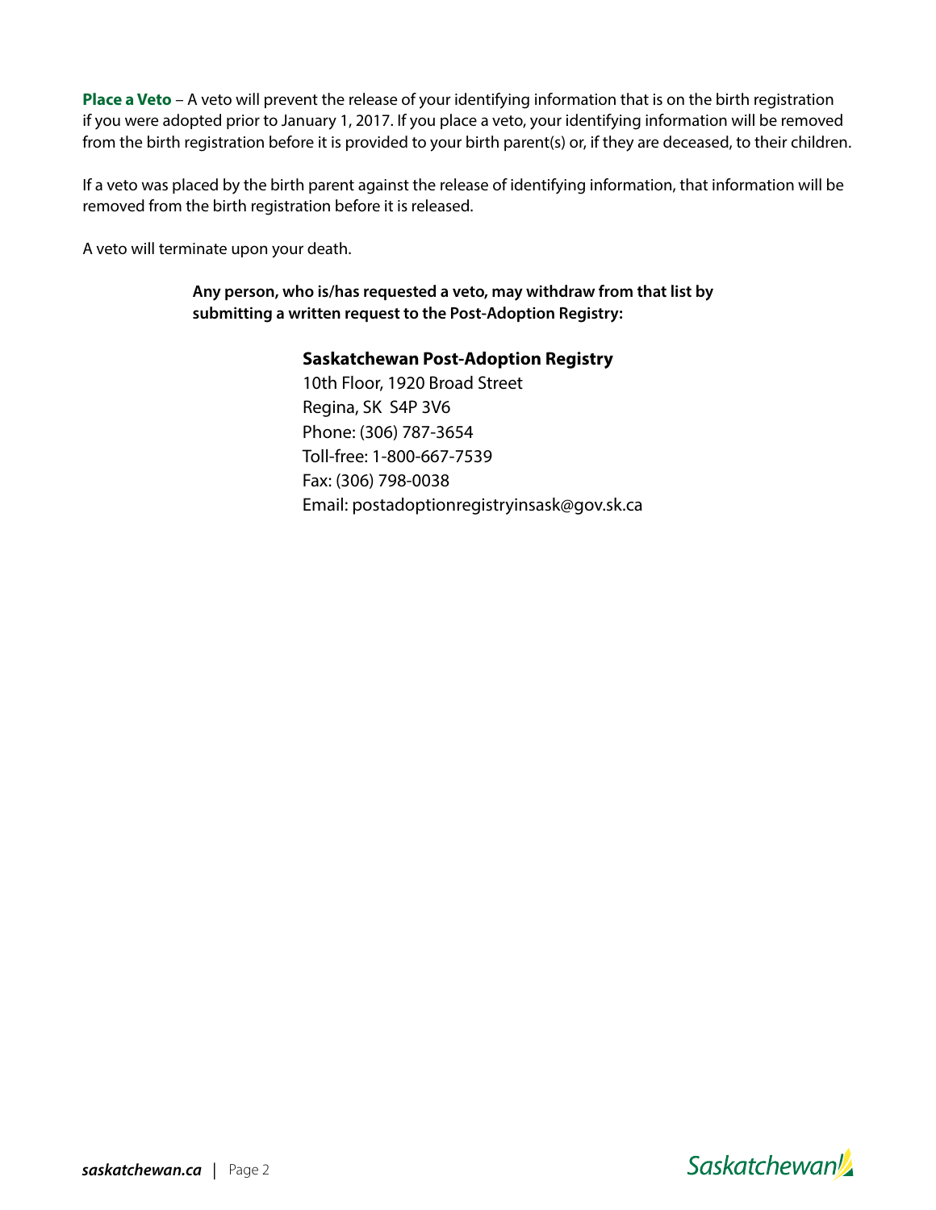**Place a Veto** – A veto will prevent the release of your identifying information that is on the birth registration if you were adopted prior to January 1, 2017. If you place a veto, your identifying information will be removed from the birth registration before it is provided to your birth parent(s) or, if they are deceased, to their children.

If a veto was placed by the birth parent against the release of identifying information, that information will be removed from the birth registration before it is released.

A veto will terminate upon your death.

**Any person, who is/has requested a veto, may withdraw from that list by submitting a written request to the Post-Adoption Registry:**

**Saskatchewan Post-Adoption Registry**
10th Floor, 1920 Broad Street
Regina, SK S4P 3V6
Phone: (306) 787-3654
Toll-free: 1-800-667-7539
Fax: (306) 798-0038
Email: postadoptionregistryinsask@gov.sk.ca